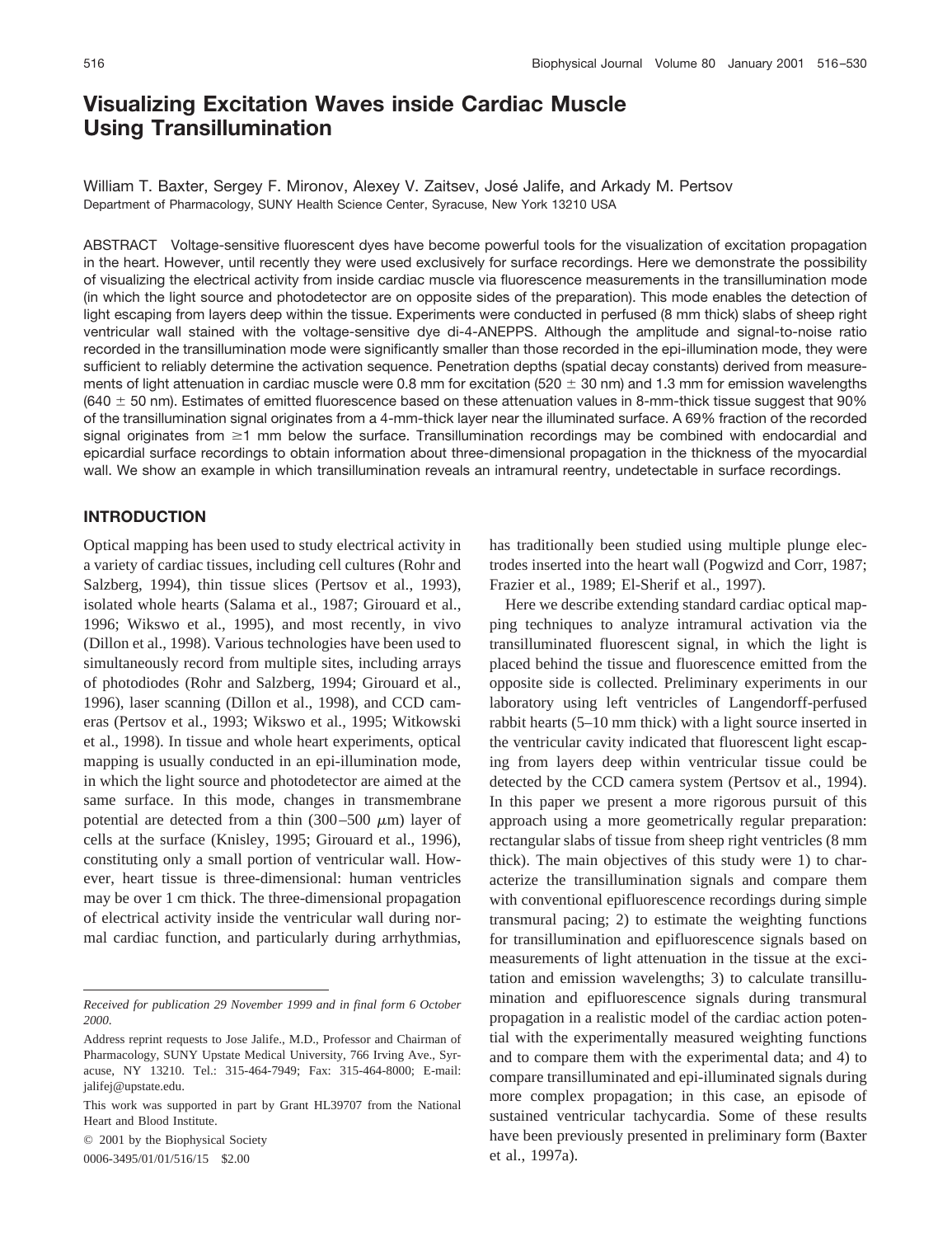# Visualizing Excitation Waves inside Cardiac Muscle Using Transillumination

William T. Baxter, Sergey F. Mironov, Alexey V. Zaitsev, José Jalife, and Arkady M. Pertsov

Department of Pharmacology, SUNY Health Science Center, Syracuse, New York 13210 USA

ABSTRACT Voltage-sensitive fluorescent dyes have become powerful tools for the visualization of excitation propagation in the heart. However, until recently they were used exclusively for surface recordings. Here we demonstrate the possibility of visualizing the electrical activity from inside cardiac muscle via fluorescence measurements in the transillumination mode (in which the light source and photodetector are on opposite sides of the preparation). This mode enables the detection of light escaping from layers deep within the tissue. Experiments were conducted in perfused (8 mm thick) slabs of sheep right ventricular wall stained with the voltage-sensitive dye di-4-ANEPPS. Although the amplitude and signal-to-noise ratio recorded in the transillumination mode were significantly smaller than those recorded in the epi-illumination mode, they were sufficient to reliably determine the activation sequence. Penetration depths (spatial decay constants) derived from measurements of light attenuation in cardiac muscle were 0.8 mm for excitation (520 ± 30 nm) and 1.3 mm for emission wavelengths (640 ± 50 nm). Estimates of emitted fluorescence based on these attenuation values in 8-mm-thick tissue suggest that 90% of the transillumination signal originates from a 4-mm-thick layer near the illuminated surface. A 69% fraction of the recorded signal originates from ≥1 mm below the surface. Transillumination recordings may be combined with endocardial and epicardial surface recordings to obtain information about three-dimensional propagation in the thickness of the myocardial wall. We show an example in which transillumination reveals an intramural reentry, undetectable in surface recordings.

## INTRODUCTION

Optical mapping has been used to study electrical activity in a variety of cardiac tissues, including cell cultures (Rohr and Salzberg, 1994), thin tissue slices (Pertsov et al., 1993), isolated whole hearts (Salama et al., 1987; Girouard et al., 1996; Wikswo et al., 1995), and most recently, in vivo (Dillon et al., 1998). Various technologies have been used to simultaneously record from multiple sites, including arrays of photodiodes (Rohr and Salzberg, 1994; Girouard et al., 1996), laser scanning (Dillon et al., 1998), and CCD cameras (Pertsov et al., 1993; Wikswo et al., 1995; Witkowski et al., 1998). In tissue and whole heart experiments, optical mapping is usually conducted in an epi-illumination mode, in which the light source and photodetector are aimed at the same surface. In this mode, changes in transmembrane potential are detected from a thin (300–500 $\mu$m) layer of cells at the surface (Knisley, 1995; Girouard et al., 1996), constituting only a small portion of ventricular wall. However, heart tissue is three-dimensional: human ventricles may be over 1 cm thick. The three-dimensional propagation of electrical activity inside the ventricular wall during normal cardiac function, and particularly during arrhythmias, has traditionally been studied using multiple plunge electrodes inserted into the heart wall (Pogwizd and Corr, 1987; Frazier et al., 1989; El-Sherif et al., 1997).

Here we describe extending standard cardiac optical mapping techniques to analyze intramural activation via the transilluminated fluorescent signal, in which the light is placed behind the tissue and fluorescence emitted from the opposite side is collected. Preliminary experiments in our laboratory using left ventricles of Langendorff-perfused rabbit hearts (5–10 mm thick) with a light source inserted in the ventricular cavity indicated that fluorescent light escaping from layers deep within ventricular tissue could be detected by the CCD camera system (Pertsov et al., 1994). In this paper we present a more rigorous pursuit of this approach using a more geometrically regular preparation: rectangular slabs of tissue from sheep right ventricles (8 mm thick). The main objectives of this study were 1) to characterize the transillumination signals and compare them with conventional epifluorescence recordings during simple transmural pacing; 2) to estimate the weighting functions for transillumination and epifluorescence signals based on measurements of light attenuation in the tissue at the excitation and emission wavelengths; 3) to calculate transillumination and epifluorescence signals during transmural propagation in a realistic model of the cardiac action potential with the experimentally measured weighting functions and to compare them with the experimental data; and 4) to compare transilluminated and epi-illuminated signals during more complex propagation; in this case, an episode of sustained ventricular tachycardia. Some of these results have been previously presented in preliminary form (Baxter et al., 1997a).

*Received for publication 29 November 1999 and in final form 6 October 2000.*

Address reprint requests to Jose Jalife., M.D., Professor and Chairman of Pharmacology, SUNY Upstate Medical University, 766 Irving Ave., Syracuse, NY 13210. Tel.: 315-464-7949; Fax: 315-464-8000; E-mail: jalifej@upstate.edu.

This work was supported in part by Grant HL39707 from the National Heart and Blood Institute.

© 2001 by the Biophysical Society

0006-3495/01/01/516/15 $2.00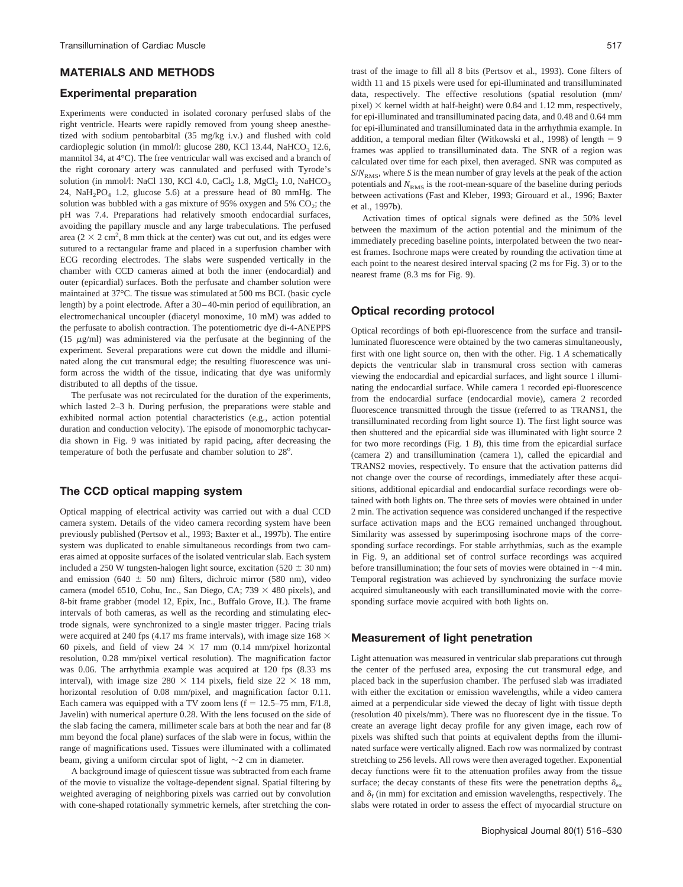## MATERIALS AND METHODS

### Experimental preparation

Experiments were conducted in isolated coronary perfused slabs of the right ventricle. Hearts were rapidly removed from young sheep anesthetized with sodium pentobarbital (35 mg/kg i.v.) and flushed with cold cardioplegic solution (in mmol/l: glucose 280, KCl 13.44, $NaHCO_3$ 12.6, mannitol 34, at 4°C). The free ventricular wall was excised and a branch of the right coronary artery was cannulated and perfused with Tyrode's solution (in mmol/l: NaCl 130, KCl 4.0, $CaCl_2$ 1.8, $MgCl_2$ 1.0, $NaHCO_3$ 24, $NaH_2PO_4$ 1.2, glucose 5.6) at a pressure head of 80 mmHg. The solution was bubbled with a gas mixture of 95% oxygen and 5% $CO_2$; the pH was 7.4. Preparations had relatively smooth endocardial surfaces, avoiding the papillary muscle and any large trabeculations. The perfused area ($2 \times 2$ cm$^2$, 8 mm thick at the center) was cut out, and its edges were sutured to a rectangular frame and placed in a superfusion chamber with ECG recording electrodes. The slabs were suspended vertically in the chamber with CCD cameras aimed at both the inner (endocardial) and outer (epicardial) surfaces. Both the perfusate and chamber solution were maintained at 37°C. The tissue was stimulated at 500 ms BCL (basic cycle length) by a point electrode. After a 30–40-min period of equilibration, an electromechanical uncoupler (diacetyl monoxime, 10 mM) was added to the perfusate to abolish contraction. The potentiometric dye di-4-ANEPPS (15 $\mu$g/ml) was administered via the perfusate at the beginning of the experiment. Several preparations were cut down the middle and illuminated along the cut transmural edge; the resulting fluorescence was uniform across the width of the tissue, indicating that dye was uniformly distributed to all depths of the tissue.

The perfusate was not recirculated for the duration of the experiments, which lasted 2–3 h. During perfusion, the preparations were stable and exhibited normal action potential characteristics (e.g., action potential duration and conduction velocity). The episode of monomorphic tachycardia shown in Fig. 9 was initiated by rapid pacing, after decreasing the temperature of both the perfusate and chamber solution to 28°.

### The CCD optical mapping system

Optical mapping of electrical activity was carried out with a dual CCD camera system. Details of the video camera recording system have been previously published (Pertsov et al., 1993; Baxter et al., 1997b). The entire system was duplicated to enable simultaneous recordings from two cameras aimed at opposite surfaces of the isolated ventricular slab. Each system included a 250 W tungsten-halogen light source, excitation (520 ± 30 nm) and emission (640 ± 50 nm) filters, dichroic mirror (580 nm), video camera (model 6510, Cohu, Inc., San Diego, CA; 739 × 480 pixels), and 8-bit frame grabber (model 12, Epix, Inc., Buffalo Grove, IL). The frame intervals of both cameras, as well as the recording and stimulating electrode signals, were synchronized to a single master trigger. Pacing trials were acquired at 240 fps (4.17 ms frame intervals), with image size 168 × 60 pixels, and field of view 24 × 17 mm (0.14 mm/pixel horizontal resolution, 0.28 mm/pixel vertical resolution). The magnification factor was 0.06. The arrhythmia example was acquired at 120 fps (8.33 ms interval), with image size 280 × 114 pixels, field size 22 × 18 mm, horizontal resolution of 0.08 mm/pixel, and magnification factor 0.11. Each camera was equipped with a TV zoom lens (f = 12.5–75 mm, F/1.8, Javelin) with numerical aperture 0.28. With the lens focused on the side of the slab facing the camera, millimeter scale bars at both the near and far (8 mm beyond the focal plane) surfaces of the slab were in focus, within the range of magnifications used. Tissues were illuminated with a collimated beam, giving a uniform circular spot of light, ~2 cm in diameter.

A background image of quiescent tissue was subtracted from each frame of the movie to visualize the voltage-dependent signal. Spatial filtering by weighted averaging of neighboring pixels was carried out by convolution with cone-shaped rotationally symmetric kernels, after stretching the contrast of the image to fill all 8 bits (Pertsov et al., 1993). Cone filters of width 11 and 15 pixels were used for epi-illuminated and transilluminated data, respectively. The effective resolutions (spatial resolution (mm/pixel) × kernel width at half-height) were 0.84 and 1.12 mm, respectively, for epi-illuminated and transilluminated pacing data, and 0.48 and 0.64 mm for epi-illuminated and transilluminated data in the arrhythmia example. In addition, a temporal median filter (Witkowski et al., 1998) of length = 9 frames was applied to transilluminated data. The SNR of a region was calculated over time for each pixel, then averaged. SNR was computed as $S/N_{RMS}$, where $S$ is the mean number of gray levels at the peak of the action potentials and $N_{RMS}$ is the root-mean-square of the baseline during periods between activations (Fast and Kleber, 1993; Girouard et al., 1996; Baxter et al., 1997b).

Activation times of optical signals were defined as the 50% level between the maximum of the action potential and the minimum of the immediately preceding baseline points, interpolated between the two nearest frames. Isochrone maps were created by rounding the activation time at each point to the nearest desired interval spacing (2 ms for Fig. 3) or to the nearest frame (8.3 ms for Fig. 9).

### Optical recording protocol

Optical recordings of both epi-fluorescence from the surface and transilluminated fluorescence were obtained by the two cameras simultaneously, first with one light source on, then with the other. Fig. 1 *A* schematically depicts the ventricular slab in transmural cross section with cameras viewing the endocardial and epicardial surfaces, and light source 1 illuminating the endocardial surface. While camera 1 recorded epi-fluorescence from the endocardial surface (endocardial movie), camera 2 recorded fluorescence transmitted through the tissue (referred to as TRANS1, the transilluminated recording from light source 1). The first light source was then shuttered and the epicardial side was illuminated with light source 2 for two more recordings (Fig. 1 *B*), this time from the epicardial surface (camera 2) and transillumination (camera 1), called the epicardial and TRANS2 movies, respectively. To ensure that the activation patterns did not change over the course of recordings, immediately after these acquisitions, additional epicardial and endocardial surface recordings were obtained with both lights on. The three sets of movies were obtained in under 2 min. The activation sequence was considered unchanged if the respective surface activation maps and the ECG remained unchanged throughout. Similarity was assessed by superimposing isochrone maps of the corresponding surface recordings. For stable arrhythmias, such as the example in Fig. 9, an additional set of control surface recordings was acquired before transillumination; the four sets of movies were obtained in ~4 min. Temporal registration was achieved by synchronizing the surface movie acquired simultaneously with each transilluminated movie with the corresponding surface movie acquired with both lights on.

### Measurement of light penetration

Light attenuation was measured in ventricular slab preparations cut through the center of the perfused area, exposing the cut transmural edge, and placed back in the superfusion chamber. The perfused slab was irradiated with either the excitation or emission wavelengths, while a video camera aimed at a perpendicular side viewed the decay of light with tissue depth (resolution 40 pixels/mm). There was no fluorescent dye in the tissue. To create an average light decay profile for any given image, each row of pixels was shifted such that points at equivalent depths from the illuminated surface were vertically aligned. Each row was normalized by contrast stretching to 256 levels. All rows were then averaged together. Exponential decay functions were fit to the attenuation profiles away from the tissue surface; the decay constants of these fits were the penetration depths $\delta_{ex}$ and $\delta_f$ (in mm) for excitation and emission wavelengths, respectively. The slabs were rotated in order to assess the effect of myocardial structure on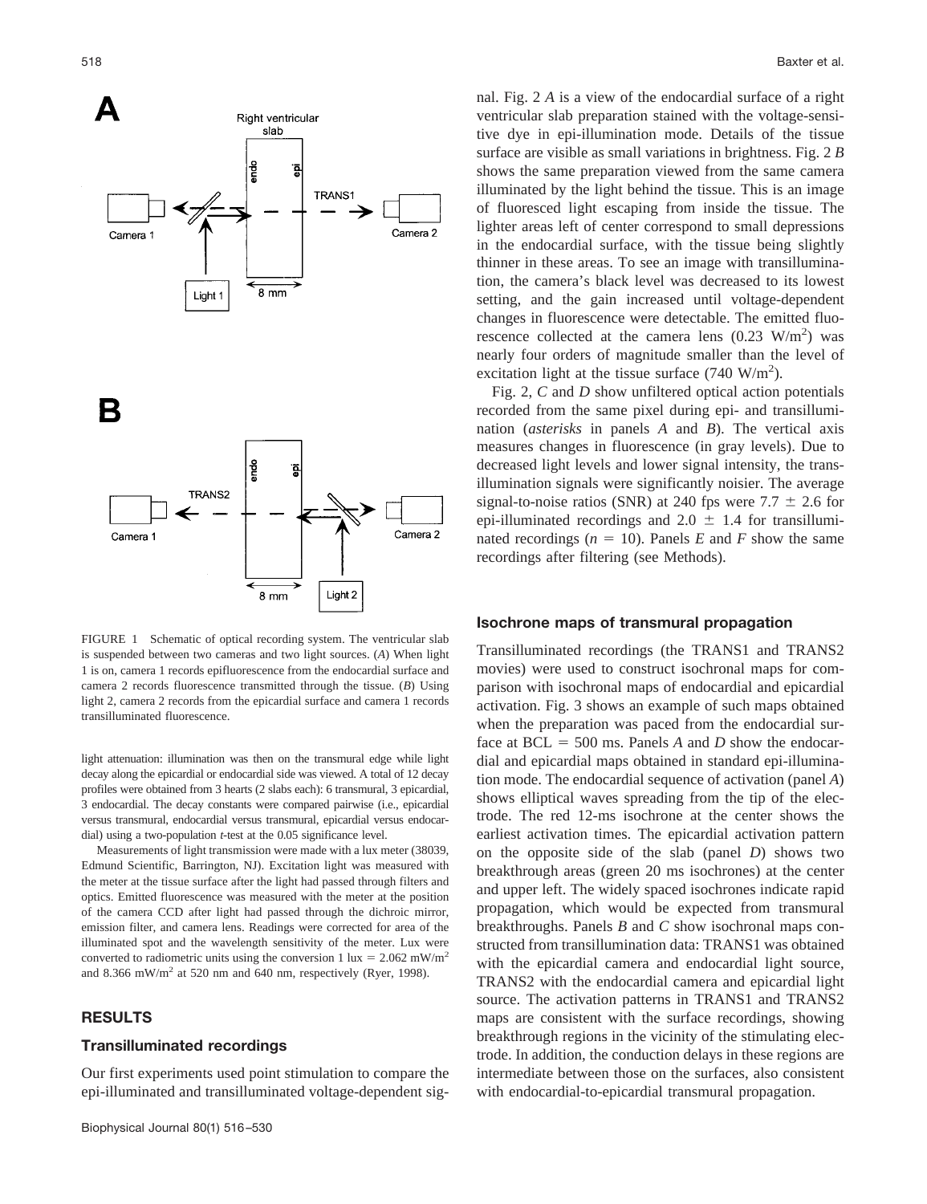FIGURE 1 Schematic of optical recording system. The ventricular slab is suspended between two cameras and two light sources. (*A*) When light 1 is on, camera 1 records epifluorescence from the endocardial surface and camera 2 records fluorescence transmitted through the tissue. (*B*) Using light 2, camera 2 records from the epicardial surface and camera 1 records transilluminated fluorescence.

light attenuation: illumination was then on the transmural edge while light decay along the epicardial or endocardial side was viewed. A total of 12 decay profiles were obtained from 3 hearts (2 slabs each): 6 transmural, 3 epicardial, 3 endocardial. The decay constants were compared pairwise (i.e., epicardial versus transmural, endocardial versus transmural, epicardial versus endocardial) using a two-population *t*-test at the 0.05 significance level.

Measurements of light transmission were made with a lux meter (38039, Edmund Scientific, Barrington, NJ). Excitation light was measured with the meter at the tissue surface after the light had passed through filters and optics. Emitted fluorescence was measured with the meter at the position of the camera CCD after light had passed through the dichroic mirror, emission filter, and camera lens. Readings were corrected for area of the illuminated spot and the wavelength sensitivity of the meter. Lux were converted to radiometric units using the conversion 1 lux = 2.062 $mW/m^2$ and 8.366 $mW/m^2$ at 520 nm and 640 nm, respectively (Ryer, 1998).

## RESULTS

### Transilluminated recordings

Our first experiments used point stimulation to compare the epi-illuminated and transilluminated voltage-dependent signal. Fig. 2 *A* is a view of the endocardial surface of a right ventricular slab preparation stained with the voltage-sensitive dye in epi-illumination mode. Details of the tissue surface are visible as small variations in brightness. Fig. 2 *B* shows the same preparation viewed from the same camera illuminated by the light behind the tissue. This is an image of fluoresced light escaping from inside the tissue. The lighter areas left of center correspond to small depressions in the endocardial surface, with the tissue being slightly thinner in these areas. To see an image with transillumination, the camera's black level was decreased to its lowest setting, and the gain increased until voltage-dependent changes in fluorescence were detectable. The emitted fluorescence collected at the camera lens (0.23 $W/m^2$) was nearly four orders of magnitude smaller than the level of excitation light at the tissue surface (740 $W/m^2$).

Fig. 2, *C* and *D* show unfiltered optical action potentials recorded from the same pixel during epi- and transillumination (*asterisks* in panels *A* and *B*). The vertical axis measures changes in fluorescence (in gray levels). Due to decreased light levels and lower signal intensity, the transillumination signals were significantly noisier. The average signal-to-noise ratios (SNR) at 240 fps were 7.7 ± 2.6 for epi-illuminated recordings and 2.0 ± 1.4 for transilluminated recordings ($n$ = 10). Panels *E* and *F* show the same recordings after filtering (see Methods).

### Isochrone maps of transmural propagation

Transilluminated recordings (the TRANS1 and TRANS2 movies) were used to construct isochronal maps for comparison with isochronal maps of endocardial and epicardial activation. Fig. 3 shows an example of such maps obtained when the preparation was paced from the endocardial surface at BCL = 500 ms. Panels *A* and *D* show the endocardial and epicardial maps obtained in standard epi-illumination mode. The endocardial sequence of activation (panel *A*) shows elliptical waves spreading from the tip of the electrode. The red 12-ms isochrone at the center shows the earliest activation times. The epicardial activation pattern on the opposite side of the slab (panel *D*) shows two breakthrough areas (green 20 ms isochrones) at the center and upper left. The widely spaced isochrones indicate rapid propagation, which would be expected from transmural breakthroughs. Panels *B* and *C* show isochronal maps constructed from transillumination data: TRANS1 was obtained with the epicardial camera and endocardial light source, TRANS2 with the endocardial camera and epicardial light source. The activation patterns in TRANS1 and TRANS2 maps are consistent with the surface recordings, showing breakthrough regions in the vicinity of the stimulating electrode. In addition, the conduction delays in these regions are intermediate between those on the surfaces, also consistent with endocardial-to-epicardial transmural propagation.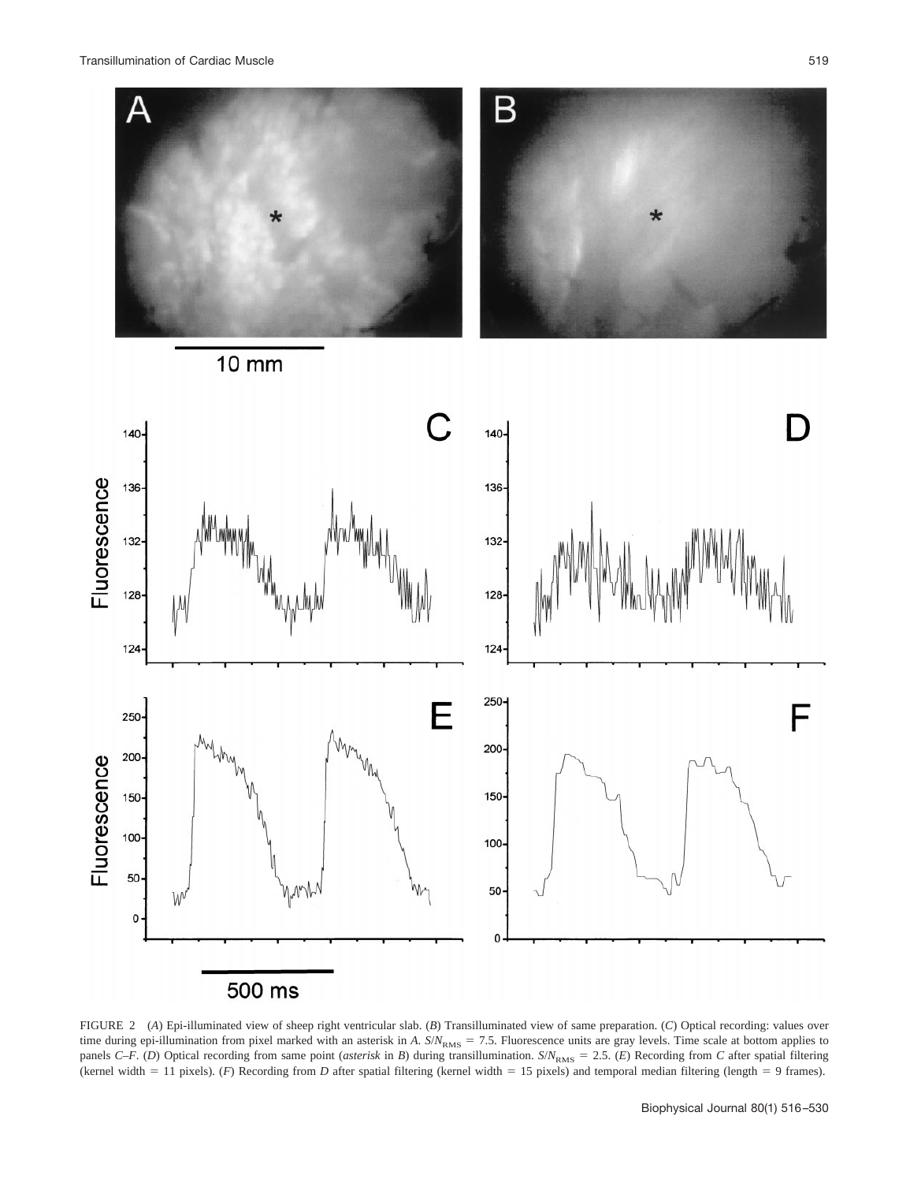FIGURE 2 (*A*) Epi-illuminated view of sheep right ventricular slab. (*B*) Transilluminated view of same preparation. (*C*) Optical recording: values over time during epi-illumination from pixel marked with an asterisk in *A*. $S/N_{RMS} = 7.5$. Fluorescence units are gray levels. Time scale at bottom applies to panels *C–F*. (*D*) Optical recording from same point (*asterisk* in *B*) during transillumination. $S/N_{RMS} = 2.5$. (*E*) Recording from *C* after spatial filtering (kernel width = 11 pixels). (*F*) Recording from *D* after spatial filtering (kernel width = 15 pixels) and temporal median filtering (length = 9 frames).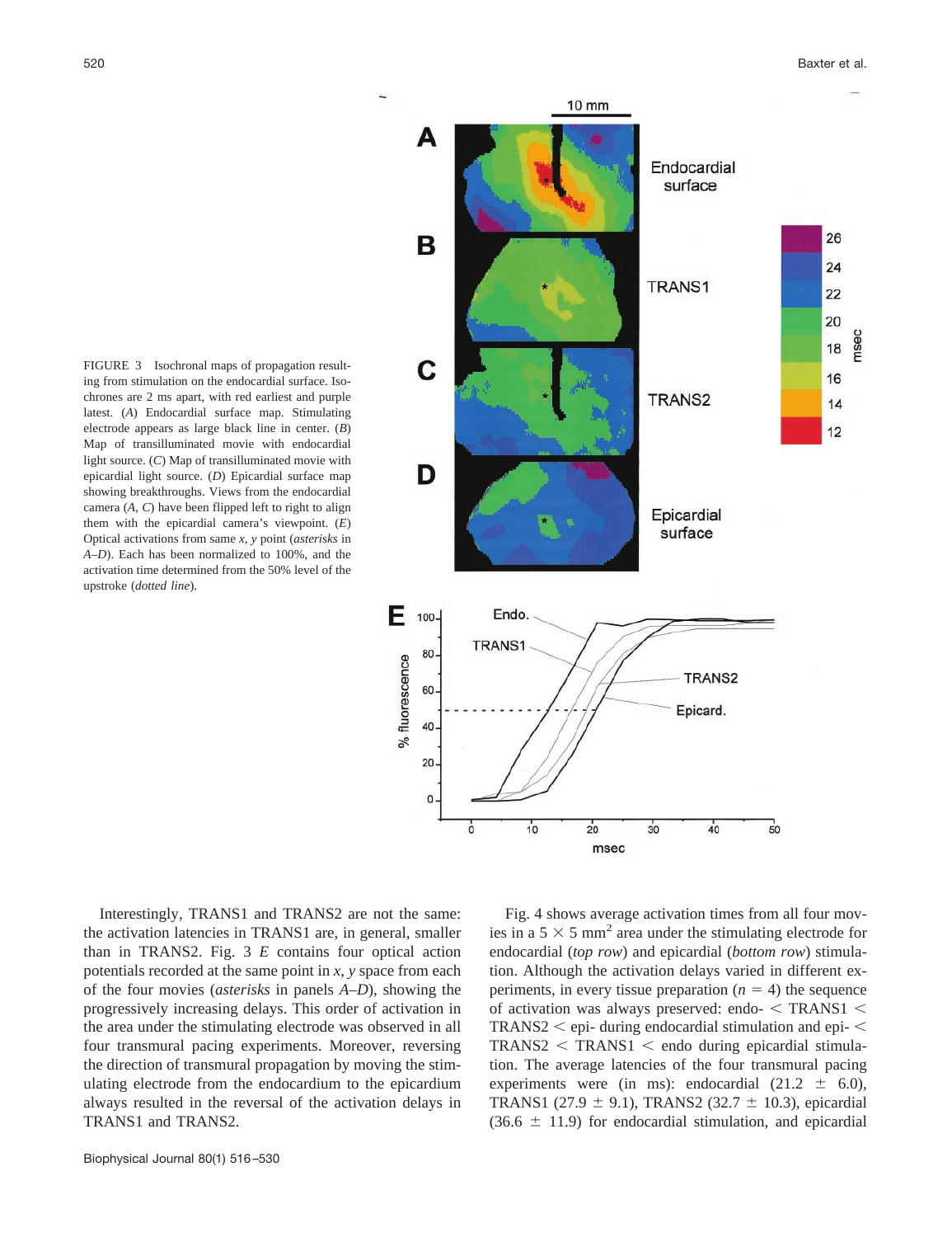FIGURE 3 Isochronal maps of propagation resulting from stimulation on the endocardial surface. Isochrones are 2 ms apart, with red earliest and purple latest. (*A*) Endocardial surface map. Stimulating electrode appears as large black line in center. (*B*) Map of transilluminated movie with endocardial light source. (*C*) Map of transilluminated movie with epicardial light source. (*D*) Epicardial surface map showing breakthroughs. Views from the endocardial camera (*A*, *C*) have been flipped left to right to align them with the epicardial camera's viewpoint. (*E*) Optical activations from same *x*, *y* point (*asterisks* in *A*–*D*). Each has been normalized to 100%, and the activation time determined from the 50% level of the upstroke (*dotted line*).

Interestingly, TRANS1 and TRANS2 are not the same: the activation latencies in TRANS1 are, in general, smaller than in TRANS2. Fig. 3 *E* contains four optical action potentials recorded at the same point in *x*, *y* space from each of the four movies (*asterisks* in panels *A*–*D*), showing the progressively increasing delays. This order of activation in the area under the stimulating electrode was observed in all four transmural pacing experiments. Moreover, reversing the direction of transmural propagation by moving the stimulating electrode from the endocardium to the epicardium always resulted in the reversal of the activation delays in TRANS1 and TRANS2.

Fig. 4 shows average activation times from all four movies in a 5 × 5 mm$^2$ area under the stimulating electrode for endocardial (*top row*) and epicardial (*bottom row*) stimulation. Although the activation delays varied in different experiments, in every tissue preparation ($n = 4$) the sequence of activation was always preserved: endo- < TRANS1 < TRANS2 < epi- during endocardial stimulation and epi- < TRANS2 < TRANS1 < endo during epicardial stimulation. The average latencies of the four transmural pacing experiments were (in ms): endocardial (21.2 ± 6.0), TRANS1 (27.9 ± 9.1), TRANS2 (32.7 ± 10.3), epicardial (36.6 ± 11.9) for endocardial stimulation, and epicardial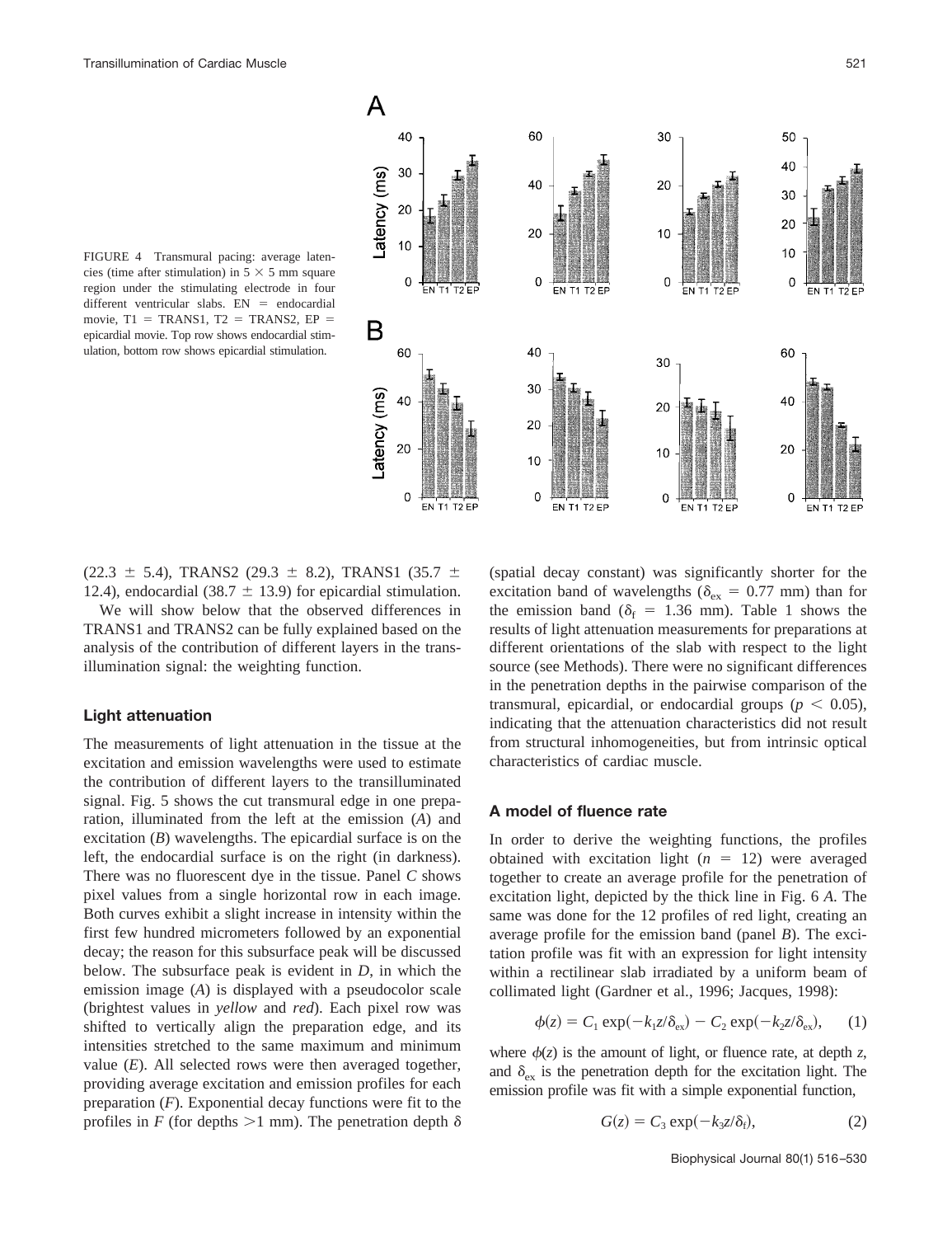FIGURE 4 Transmural pacing: average latencies (time after stimulation) in 5 × 5 mm square region under the stimulating electrode in four different ventricular slabs. EN = endocardial movie, T1 = TRANS1, T2 = TRANS2, EP = epicardial movie. Top row shows endocardial stimulation, bottom row shows epicardial stimulation.

(22.3 ± 5.4), TRANS2 (29.3 ± 8.2), TRANS1 (35.7 ± 12.4), endocardial (38.7 ± 13.9) for epicardial stimulation.

We will show below that the observed differences in TRANS1 and TRANS2 can be fully explained based on the analysis of the contribution of different layers in the transillumination signal: the weighting function.

### Light attenuation

The measurements of light attenuation in the tissue at the excitation and emission wavelengths were used to estimate the contribution of different layers to the transilluminated signal. Fig. 5 shows the cut transmural edge in one preparation, illuminated from the left at the emission (*A*) and excitation (*B*) wavelengths. The epicardial surface is on the left, the endocardial surface is on the right (in darkness). There was no fluorescent dye in the tissue. Panel *C* shows pixel values from a single horizontal row in each image. Both curves exhibit a slight increase in intensity within the first few hundred micrometers followed by an exponential decay; the reason for this subsurface peak will be discussed below. The subsurface peak is evident in *D*, in which the emission image (*A*) is displayed with a pseudocolor scale (brightest values in *yellow* and *red*). Each pixel row was shifted to vertically align the preparation edge, and its intensities stretched to the same maximum and minimum value (*E*). All selected rows were then averaged together, providing average excitation and emission profiles for each preparation (*F*). Exponential decay functions were fit to the profiles in *F* (for depths >1 mm). The penetration depth $\delta$ (spatial decay constant) was significantly shorter for the excitation band of wavelengths ($\delta_{ex}$ = 0.77 mm) than for the emission band ($\delta_f$ = 1.36 mm). Table 1 shows the results of light attenuation measurements for preparations at different orientations of the slab with respect to the light source (see Methods). There were no significant differences in the penetration depths in the pairwise comparison of the transmural, epicardial, or endocardial groups ($p < 0.05$), indicating that the attenuation characteristics did not result from structural inhomogeneities, but from intrinsic optical characteristics of cardiac muscle.

### A model of fluence rate

In order to derive the weighting functions, the profiles obtained with excitation light ($n = 12$) were averaged together to create an average profile for the penetration of excitation light, depicted by the thick line in Fig. 6 *A*. The same was done for the 12 profiles of red light, creating an average profile for the emission band (panel *B*). The excitation profile was fit with an expression for light intensity within a rectilinear slab irradiated by a uniform beam of collimated light (Gardner et al., 1996; Jacques, 1998):

$$\phi(z) = C_1 \exp(-k_1 z/\delta_{ex}) - C_2 \exp(-k_2 z/\delta_{ex}), \qquad (1)$$

where $\phi(z)$ is the amount of light, or fluence rate, at depth $z$, and $\delta_{ex}$ is the penetration depth for the excitation light. The emission profile was fit with a simple exponential function,

$$G(z) = C_3 \exp(-k_3 z/\delta_f), \qquad (2)$$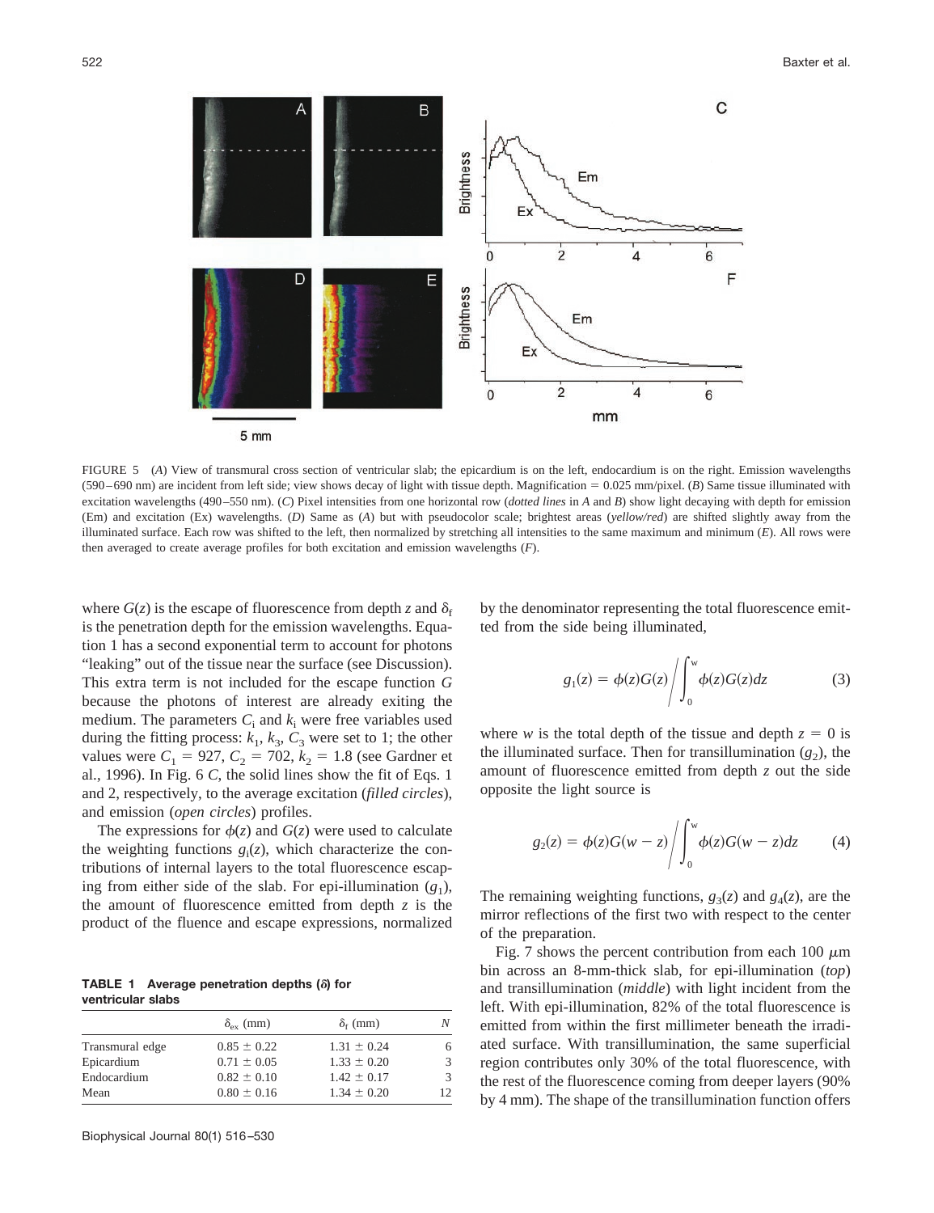FIGURE 5 (*A*) View of transmural cross section of ventricular slab; the epicardium is on the left, endocardium is on the right. Emission wavelengths (590–690 nm) are incident from left side; view shows decay of light with tissue depth. Magnification = 0.025 mm/pixel. (*B*) Same tissue illuminated with excitation wavelengths (490–550 nm). (*C*) Pixel intensities from one horizontal row (*dotted lines* in *A* and *B*) show light decaying with depth for emission (Em) and excitation (Ex) wavelengths. (*D*) Same as (*A*) but with pseudocolor scale; brightest areas (*yellow/red*) are shifted slightly away from the illuminated surface. Each row was shifted to the left, then normalized by stretching all intensities to the same maximum and minimum (*E*). All rows were then averaged to create average profiles for both excitation and emission wavelengths (*F*).

where $G(z)$ is the escape of fluorescence from depth $z$ and $\delta_f$ is the penetration depth for the emission wavelengths. Equation 1 has a second exponential term to account for photons "leaking" out of the tissue near the surface (see Discussion). This extra term is not included for the escape function $G$ because the photons of interest are already exiting the medium. The parameters $C_i$ and $k_i$ were free variables used during the fitting process: $k_1$, $k_3$, $C_3$ were set to 1; the other values were $C_1 = 927$, $C_2 = 702$, $k_2 = 1.8$ (see Gardner et al., 1996). In Fig. 6 *C*, the solid lines show the fit of Eqs. 1 and 2, respectively, to the average excitation (*filled circles*), and emission (*open circles*) profiles.

The expressions for $\phi(z)$ and $G(z)$ were used to calculate the weighting functions $g_i(z)$, which characterize the contributions of internal layers to the total fluorescence escaping from either side of the slab. For epi-illumination ($g_1$), the amount of fluorescence emitted from depth $z$ is the product of the fluence and escape expressions, normalized by the denominator representing the total fluorescence emitted from the side being illuminated,

$$g_1(z) = \phi(z)G(z) \bigg/ \int_0^w \phi(z)G(z)dz \tag{3}$$

where $w$ is the total depth of the tissue and depth $z = 0$ is the illuminated surface. Then for transillumination ($g_2$), the amount of fluorescence emitted from depth $z$ out the side opposite the light source is

$$g_2(z) = \phi(z)G(w - z) \bigg/ \int_0^w \phi(z)G(w - z)dz \tag{4}$$

The remaining weighting functions, $g_3(z)$ and $g_4(z)$, are the mirror reflections of the first two with respect to the center of the preparation.

Fig. 7 shows the percent contribution from each 100 $\mu$m bin across an 8-mm-thick slab, for epi-illumination (*top*) and transillumination (*middle*) with light incident from the left. With epi-illumination, 82% of the total fluorescence is emitted from within the first millimeter beneath the irradiated surface. With transillumination, the same superficial region contributes only 30% of the total fluorescence, with the rest of the fluorescence coming from deeper layers (90% by 4 mm). The shape of the transillumination function offers

**TABLE 1 Average penetration depths ($\delta$) for ventricular slabs**

| | $\delta_{ex}$ (mm) | $\delta_f$ (mm) | $N$ |
|---|---|---|---|
| Transmural edge | $0.85 \pm 0.22$ | $1.31 \pm 0.24$ | 6 |
| Epicardium | $0.71 \pm 0.05$ | $1.33 \pm 0.20$ | 3 |
| Endocardium | $0.82 \pm 0.10$ | $1.42 \pm 0.17$ | 3 |
| Mean | $0.80 \pm 0.16$ | $1.34 \pm 0.20$ | 12 |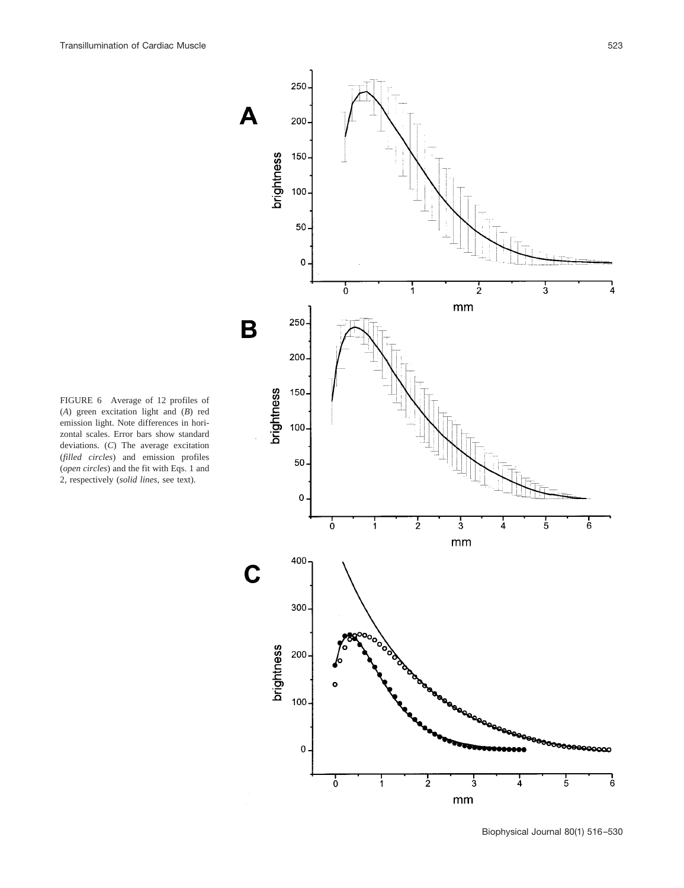FIGURE 6 Average of 12 profiles of (*A*) green excitation light and (*B*) red emission light. Note differences in horizontal scales. Error bars show standard deviations. (*C*) The average excitation (*filled circles*) and emission profiles (*open circles*) and the fit with Eqs. 1 and 2, respectively (*solid lines*, see text).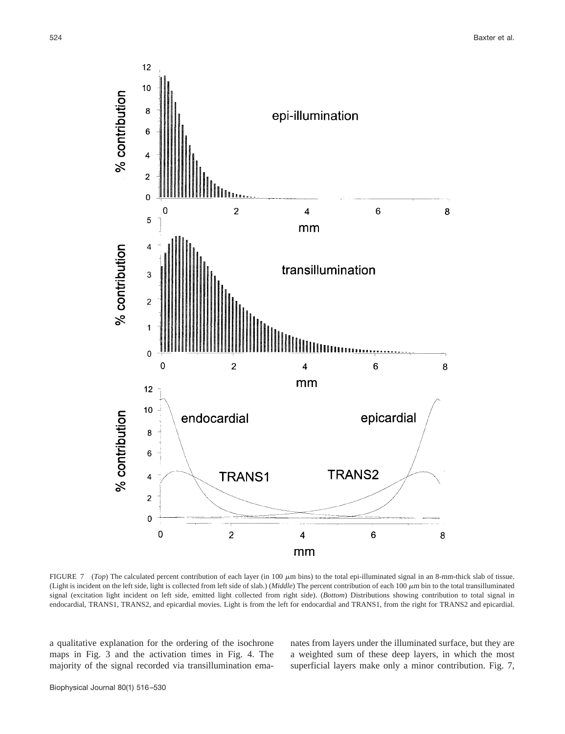FIGURE 7 (*Top*) The calculated percent contribution of each layer (in 100 $\mu$m bins) to the total epi-illuminated signal in an 8-mm-thick slab of tissue. (Light is incident on the left side, light is collected from left side of slab.) (*Middle*) The percent contribution of each 100 $\mu$m bin to the total transilluminated signal (excitation light incident on left side, emitted light collected from right side). (*Bottom*) Distributions showing contribution to total signal in endocardial, TRANS1, TRANS2, and epicardial movies. Light is from the left for endocardial and TRANS1, from the right for TRANS2 and epicardial.

a qualitative explanation for the ordering of the isochrone maps in Fig. 3 and the activation times in Fig. 4. The majority of the signal recorded via transillumination emanates from layers under the illuminated surface, but they are a weighted sum of these deep layers, in which the most superficial layers make only a minor contribution. Fig. 7,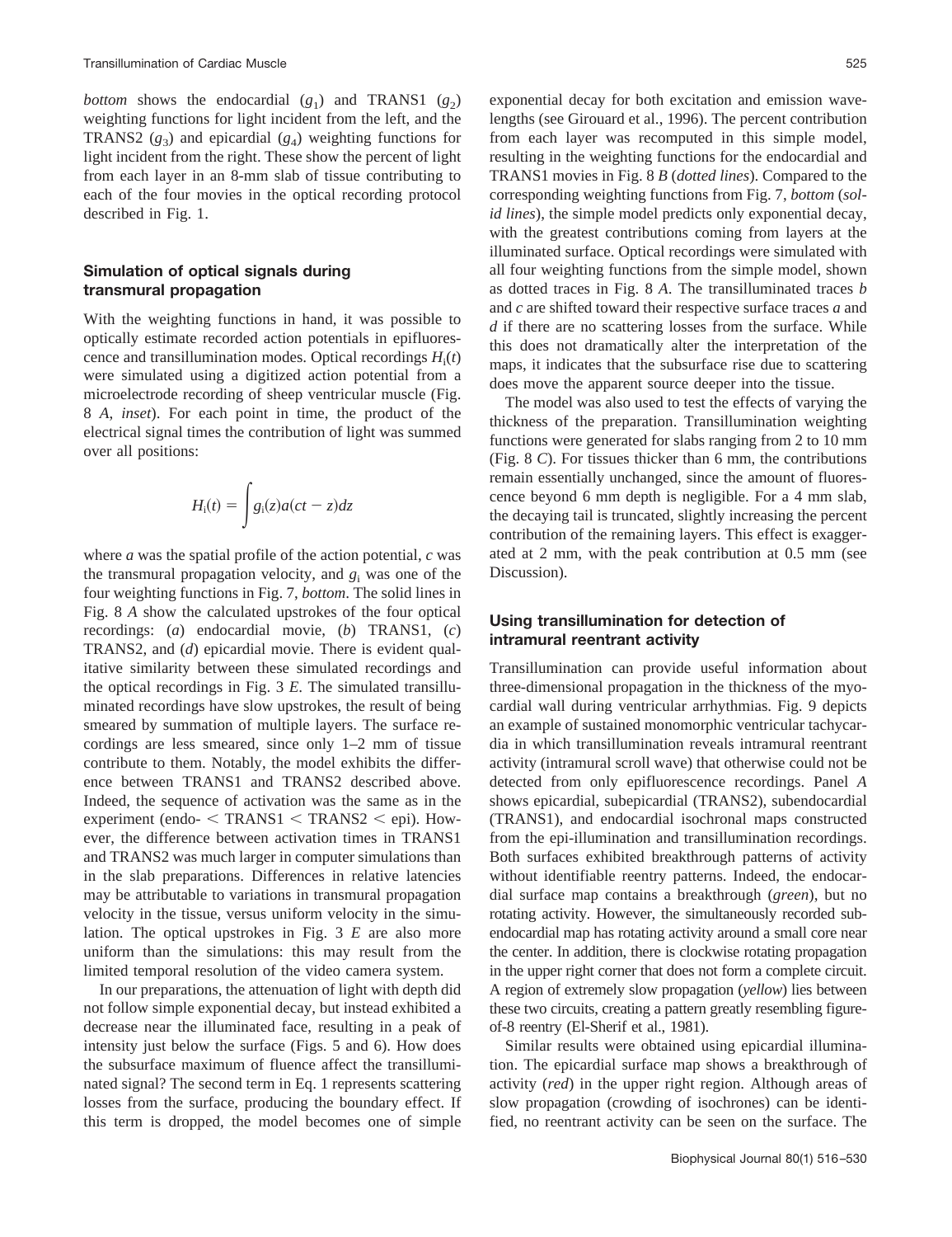*bottom* shows the endocardial ($g_1$) and TRANS1 ($g_2$) weighting functions for light incident from the left, and the TRANS2 ($g_3$) and epicardial ($g_4$) weighting functions for light incident from the right. These show the percent of light from each layer in an 8-mm slab of tissue contributing to each of the four movies in the optical recording protocol described in Fig. 1.

### Simulation of optical signals during transmural propagation

With the weighting functions in hand, it was possible to optically estimate recorded action potentials in epifluorescence and transillumination modes. Optical recordings $H_i(t)$ were simulated using a digitized action potential from a microelectrode recording of sheep ventricular muscle (Fig. 8 *A*, *inset*). For each point in time, the product of the electrical signal times the contribution of light was summed over all positions:

$$H_i(t) = \int g_i(z)a(ct - z)dz$$

where *a* was the spatial profile of the action potential, *c* was the transmural propagation velocity, and $g_i$ was one of the four weighting functions in Fig. 7, *bottom*. The solid lines in Fig. 8 *A* show the calculated upstrokes of the four optical recordings: (*a*) endocardial movie, (*b*) TRANS1, (*c*) TRANS2, and (*d*) epicardial movie. There is evident qualitative similarity between these simulated recordings and the optical recordings in Fig. 3 *E*. The simulated transilluminated recordings have slow upstrokes, the result of being smeared by summation of multiple layers. The surface recordings are less smeared, since only 1–2 mm of tissue contribute to them. Notably, the model exhibits the difference between TRANS1 and TRANS2 described above. Indeed, the sequence of activation was the same as in the experiment (endo- < TRANS1 < TRANS2 < epi). However, the difference between activation times in TRANS1 and TRANS2 was much larger in computer simulations than in the slab preparations. Differences in relative latencies may be attributable to variations in transmural propagation velocity in the tissue, versus uniform velocity in the simulation. The optical upstrokes in Fig. 3 *E* are also more uniform than the simulations: this may result from the limited temporal resolution of the video camera system.

In our preparations, the attenuation of light with depth did not follow simple exponential decay, but instead exhibited a decrease near the illuminated face, resulting in a peak of intensity just below the surface (Figs. 5 and 6). How does the subsurface maximum of fluence affect the transilluminated signal? The second term in Eq. 1 represents scattering losses from the surface, producing the boundary effect. If this term is dropped, the model becomes one of simple exponential decay for both excitation and emission wavelengths (see Girouard et al., 1996). The percent contribution from each layer was recomputed in this simple model, resulting in the weighting functions for the endocardial and TRANS1 movies in Fig. 8 *B* (*dotted lines*). Compared to the corresponding weighting functions from Fig. 7, *bottom* (*solid lines*), the simple model predicts only exponential decay, with the greatest contributions coming from layers at the illuminated surface. Optical recordings were simulated with all four weighting functions from the simple model, shown as dotted traces in Fig. 8 *A*. The transilluminated traces *b* and *c* are shifted toward their respective surface traces *a* and *d* if there are no scattering losses from the surface. While this does not dramatically alter the interpretation of the maps, it indicates that the subsurface rise due to scattering does move the apparent source deeper into the tissue.

The model was also used to test the effects of varying the thickness of the preparation. Transillumination weighting functions were generated for slabs ranging from 2 to 10 mm (Fig. 8 *C*). For tissues thicker than 6 mm, the contributions remain essentially unchanged, since the amount of fluorescence beyond 6 mm depth is negligible. For a 4 mm slab, the decaying tail is truncated, slightly increasing the percent contribution of the remaining layers. This effect is exaggerated at 2 mm, with the peak contribution at 0.5 mm (see Discussion).

### Using transillumination for detection of intramural reentrant activity

Transillumination can provide useful information about three-dimensional propagation in the thickness of the myocardial wall during ventricular arrhythmias. Fig. 9 depicts an example of sustained monomorphic ventricular tachycardia in which transillumination reveals intramural reentrant activity (intramural scroll wave) that otherwise could not be detected from only epifluorescence recordings. Panel *A* shows epicardial, subepicardial (TRANS2), subendocardial (TRANS1), and endocardial isochronal maps constructed from the epi-illumination and transillumination recordings. Both surfaces exhibited breakthrough patterns of activity without identifiable reentry patterns. Indeed, the endocardial surface map contains a breakthrough (*green*), but no rotating activity. However, the simultaneously recorded subendocardial map has rotating activity around a small core near the center. In addition, there is clockwise rotating propagation in the upper right corner that does not form a complete circuit. A region of extremely slow propagation (*yellow*) lies between these two circuits, creating a pattern greatly resembling figure-of-8 reentry (El-Sherif et al., 1981).

Similar results were obtained using epicardial illumination. The epicardial surface map shows a breakthrough of activity (*red*) in the upper right region. Although areas of slow propagation (crowding of isochrones) can be identified, no reentrant activity can be seen on the surface. The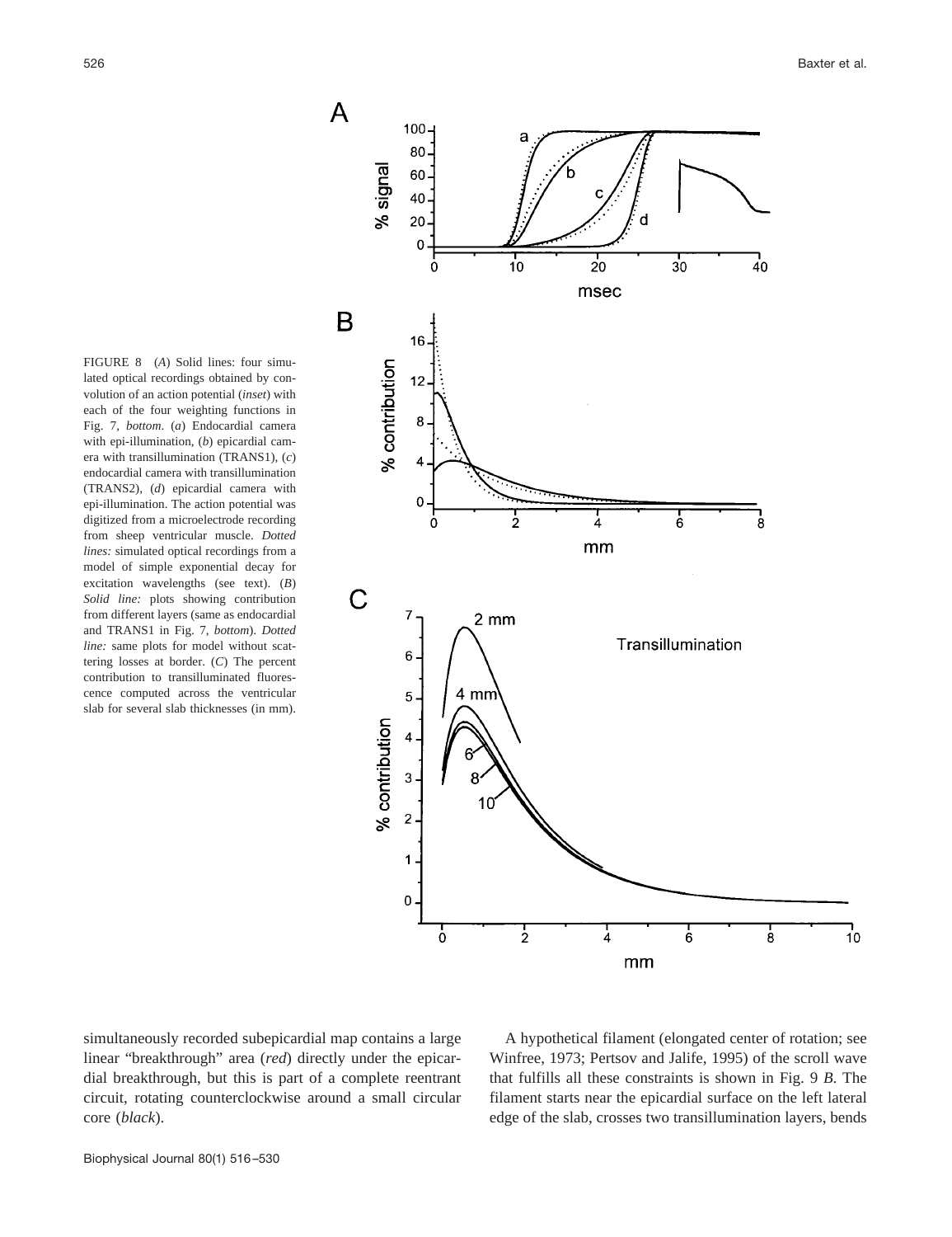FIGURE 8 (*A*) Solid lines: four simulated optical recordings obtained by convolution of an action potential (*inset*) with each of the four weighting functions in Fig. 7, *bottom*. (*a*) Endocardial camera with epi-illumination, (*b*) epicardial camera with transillumination (TRANS1), (*c*) endocardial camera with transillumination (TRANS2), (*d*) epicardial camera with epi-illumination. The action potential was digitized from a microelectrode recording from sheep ventricular muscle. *Dotted lines:* simulated optical recordings from a model of simple exponential decay for excitation wavelengths (see text). (*B*) *Solid line:* plots showing contribution from different layers (same as endocardial and TRANS1 in Fig. 7, *bottom*). *Dotted line:* same plots for model without scattering losses at border. (*C*) The percent contribution to transilluminated fluorescence computed across the ventricular slab for several slab thicknesses (in mm).

simultaneously recorded subepicardial map contains a large linear "breakthrough" area (*red*) directly under the epicardial breakthrough, but this is part of a complete reentrant circuit, rotating counterclockwise around a small circular core (*black*).

A hypothetical filament (elongated center of rotation; see Winfree, 1973; Pertsov and Jalife, 1995) of the scroll wave that fulfills all these constraints is shown in Fig. 9 *B*. The filament starts near the epicardial surface on the left lateral edge of the slab, crosses two transillumination layers, bends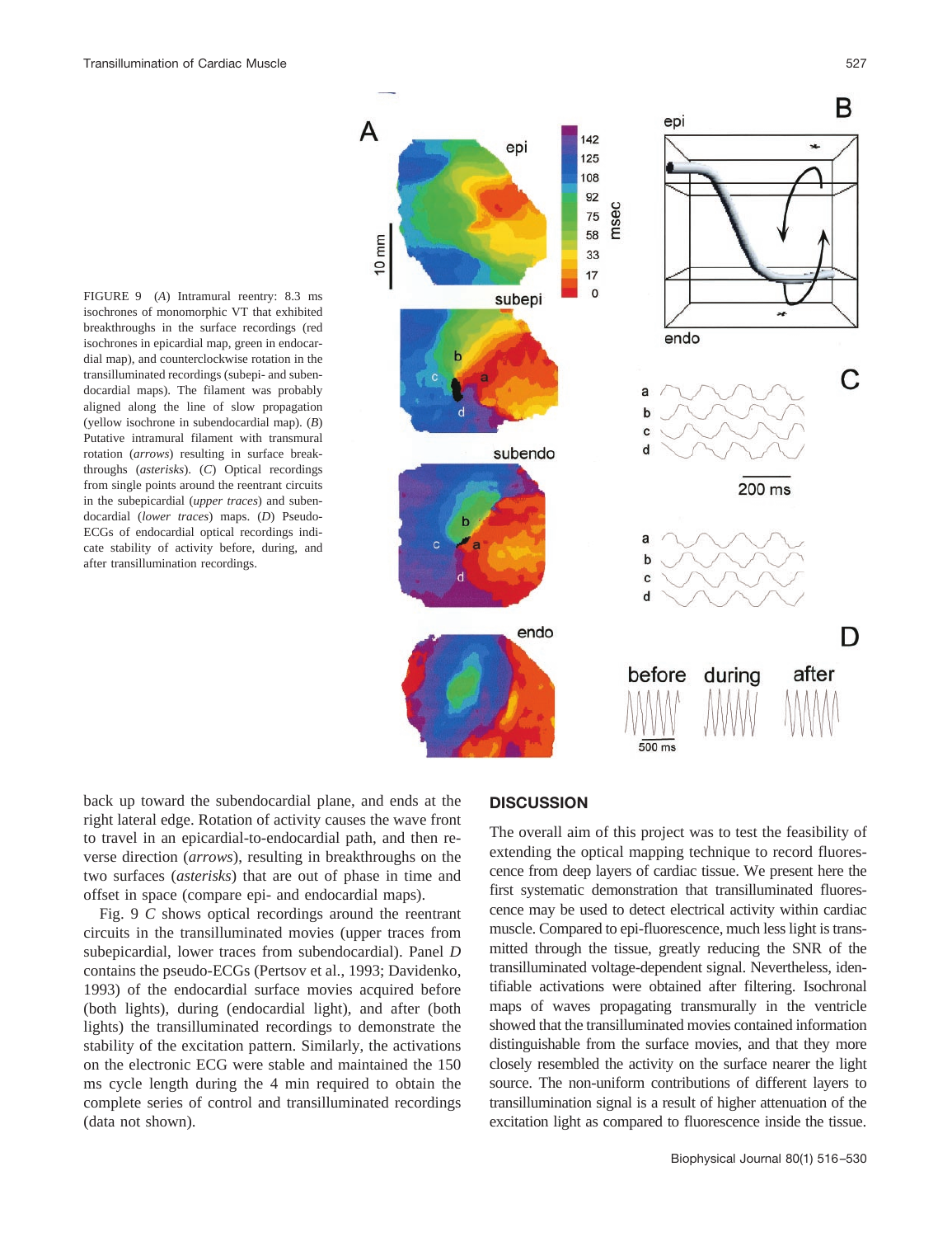FIGURE 9 (*A*) Intramural reentry: 8.3 ms isochrones of monomorphic VT that exhibited breakthroughs in the surface recordings (red isochrones in epicardial map, green in endocardial map), and counterclockwise rotation in the transilluminated recordings (subepi- and subendocardial maps). The filament was probably aligned along the line of slow propagation (yellow isochrone in subendocardial map). (*B*) Putative intramural filament with transmural rotation (*arrows*) resulting in surface breakthroughs (*asterisks*). (*C*) Optical recordings from single points around the reentrant circuits in the subepicardial (*upper traces*) and subendocardial (*lower traces*) maps. (*D*) Pseudo-ECGs of endocardial optical recordings indicate stability of activity before, during, and after transillumination recordings.

back up toward the subendocardial plane, and ends at the right lateral edge. Rotation of activity causes the wave front to travel in an epicardial-to-endocardial path, and then reverse direction (*arrows*), resulting in breakthroughs on the two surfaces (*asterisks*) that are out of phase in time and offset in space (compare epi- and endocardial maps).

Fig. 9 *C* shows optical recordings around the reentrant circuits in the transilluminated movies (upper traces from subepicardial, lower traces from subendocardial). Panel *D* contains the pseudo-ECGs (Pertsov et al., 1993; Davidenko, 1993) of the endocardial surface movies acquired before (both lights), during (endocardial light), and after (both lights) the transilluminated recordings to demonstrate the stability of the excitation pattern. Similarly, the activations on the electronic ECG were stable and maintained the 150 ms cycle length during the 4 min required to obtain the complete series of control and transilluminated recordings (data not shown).

## DISCUSSION

The overall aim of this project was to test the feasibility of extending the optical mapping technique to record fluorescence from deep layers of cardiac tissue. We present here the first systematic demonstration that transilluminated fluorescence may be used to detect electrical activity within cardiac muscle. Compared to epi-fluorescence, much less light is transmitted through the tissue, greatly reducing the SNR of the transilluminated voltage-dependent signal. Nevertheless, identifiable activations were obtained after filtering. Isochronal maps of waves propagating transmurally in the ventricle showed that the transilluminated movies contained information distinguishable from the surface movies, and that they more closely resembled the activity on the surface nearer the light source. The non-uniform contributions of different layers to transillumination signal is a result of higher attenuation of the excitation light as compared to fluorescence inside the tissue.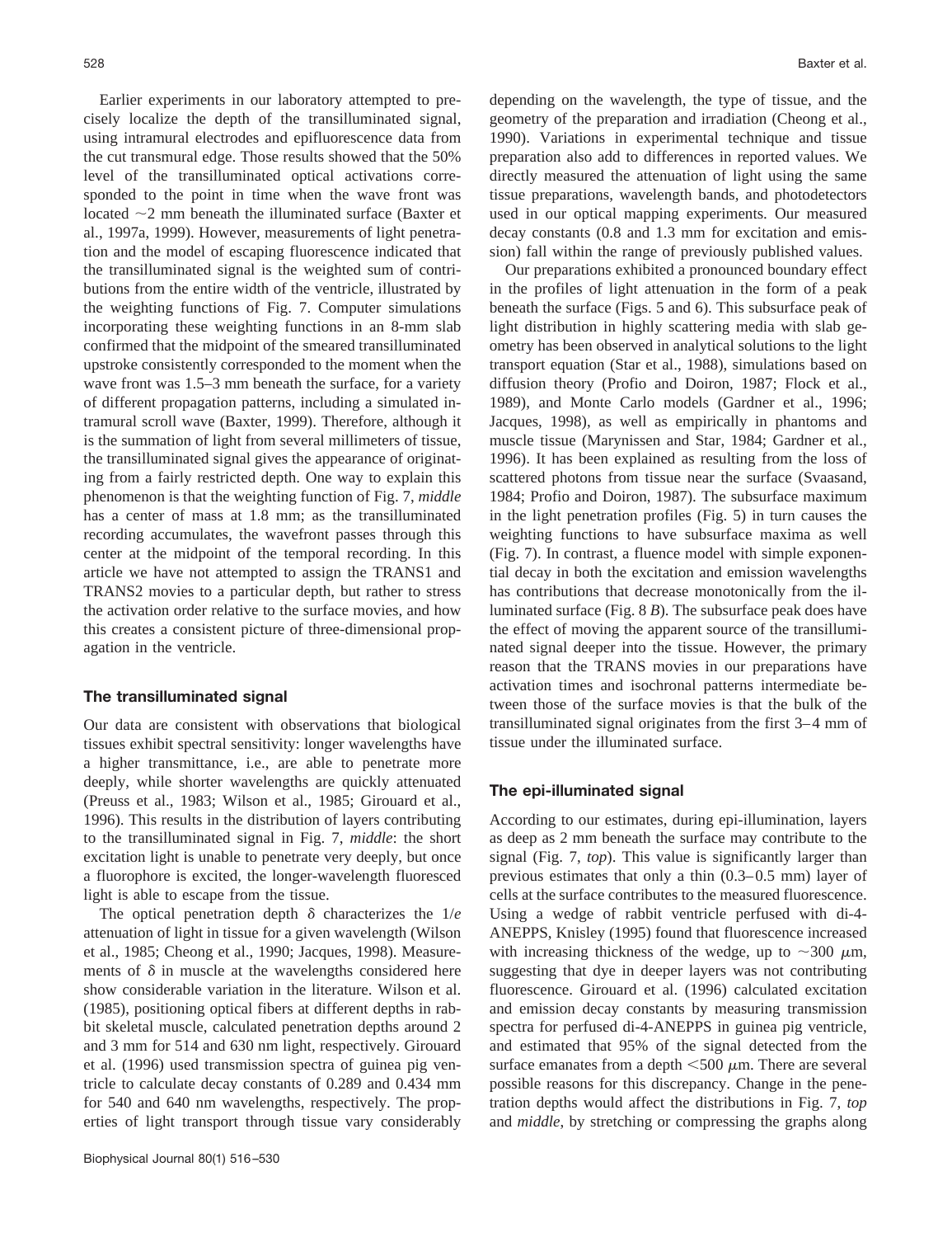Earlier experiments in our laboratory attempted to precisely localize the depth of the transilluminated signal, using intramural electrodes and epifluorescence data from the cut transmural edge. Those results showed that the 50% level of the transilluminated optical activations corresponded to the point in time when the wave front was located ~2 mm beneath the illuminated surface (Baxter et al., 1997a, 1999). However, measurements of light penetration and the model of escaping fluorescence indicated that the transilluminated signal is the weighted sum of contributions from the entire width of the ventricle, illustrated by the weighting functions of Fig. 7. Computer simulations incorporating these weighting functions in an 8-mm slab confirmed that the midpoint of the smeared transilluminated upstroke consistently corresponded to the moment when the wave front was 1.5–3 mm beneath the surface, for a variety of different propagation patterns, including a simulated intramural scroll wave (Baxter, 1999). Therefore, although it is the summation of light from several millimeters of tissue, the transilluminated signal gives the appearance of originating from a fairly restricted depth. One way to explain this phenomenon is that the weighting function of Fig. 7, *middle* has a center of mass at 1.8 mm; as the transilluminated recording accumulates, the wavefront passes through this center at the midpoint of the temporal recording. In this article we have not attempted to assign the TRANS1 and TRANS2 movies to a particular depth, but rather to stress the activation order relative to the surface movies, and how this creates a consistent picture of three-dimensional propagation in the ventricle.

### The transilluminated signal

Our data are consistent with observations that biological tissues exhibit spectral sensitivity: longer wavelengths have a higher transmittance, i.e., are able to penetrate more deeply, while shorter wavelengths are quickly attenuated (Preuss et al., 1983; Wilson et al., 1985; Girouard et al., 1996). This results in the distribution of layers contributing to the transilluminated signal in Fig. 7, *middle*: the short excitation light is unable to penetrate very deeply, but once a fluorophore is excited, the longer-wavelength fluoresced light is able to escape from the tissue.

The optical penetration depth $\delta$ characterizes the $1/e$ attenuation of light in tissue for a given wavelength (Wilson et al., 1985; Cheong et al., 1990; Jacques, 1998). Measurements of $\delta$ in muscle at the wavelengths considered here show considerable variation in the literature. Wilson et al. (1985), positioning optical fibers at different depths in rabbit skeletal muscle, calculated penetration depths around 2 and 3 mm for 514 and 630 nm light, respectively. Girouard et al. (1996) used transmission spectra of guinea pig ventricle to calculate decay constants of 0.289 and 0.434 mm for 540 and 640 nm wavelengths, respectively. The properties of light transport through tissue vary considerably depending on the wavelength, the type of tissue, and the geometry of the preparation and irradiation (Cheong et al., 1990). Variations in experimental technique and tissue preparation also add to differences in reported values. We directly measured the attenuation of light using the same tissue preparations, wavelength bands, and photodetectors used in our optical mapping experiments. Our measured decay constants (0.8 and 1.3 mm for excitation and emission) fall within the range of previously published values.

Our preparations exhibited a pronounced boundary effect in the profiles of light attenuation in the form of a peak beneath the surface (Figs. 5 and 6). This subsurface peak of light distribution in highly scattering media with slab geometry has been observed in analytical solutions to the light transport equation (Star et al., 1988), simulations based on diffusion theory (Profio and Doiron, 1987; Flock et al., 1989), and Monte Carlo models (Gardner et al., 1996; Jacques, 1998), as well as empirically in phantoms and muscle tissue (Marynissen and Star, 1984; Gardner et al., 1996). It has been explained as resulting from the loss of scattered photons from tissue near the surface (Svaasand, 1984; Profio and Doiron, 1987). The subsurface maximum in the light penetration profiles (Fig. 5) in turn causes the weighting functions to have subsurface maxima as well (Fig. 7). In contrast, a fluence model with simple exponential decay in both the excitation and emission wavelengths has contributions that decrease monotonically from the illuminated surface (Fig. 8 *B*). The subsurface peak does have the effect of moving the apparent source of the transilluminated signal deeper into the tissue. However, the primary reason that the TRANS movies in our preparations have activation times and isochronal patterns intermediate between those of the surface movies is that the bulk of the transilluminated signal originates from the first 3–4 mm of tissue under the illuminated surface.

### The epi-illuminated signal

According to our estimates, during epi-illumination, layers as deep as 2 mm beneath the surface may contribute to the signal (Fig. 7, *top*). This value is significantly larger than previous estimates that only a thin (0.3–0.5 mm) layer of cells at the surface contributes to the measured fluorescence. Using a wedge of rabbit ventricle perfused with di-4-ANEPPS, Knisley (1995) found that fluorescence increased with increasing thickness of the wedge, up to ~300 $\mu$m, suggesting that dye in deeper layers was not contributing fluorescence. Girouard et al. (1996) calculated excitation and emission decay constants by measuring transmission spectra for perfused di-4-ANEPPS in guinea pig ventricle, and estimated that 95% of the signal detected from the surface emanates from a depth <500 $\mu$m. There are several possible reasons for this discrepancy. Change in the penetration depths would affect the distributions in Fig. 7, *top* and *middle*, by stretching or compressing the graphs along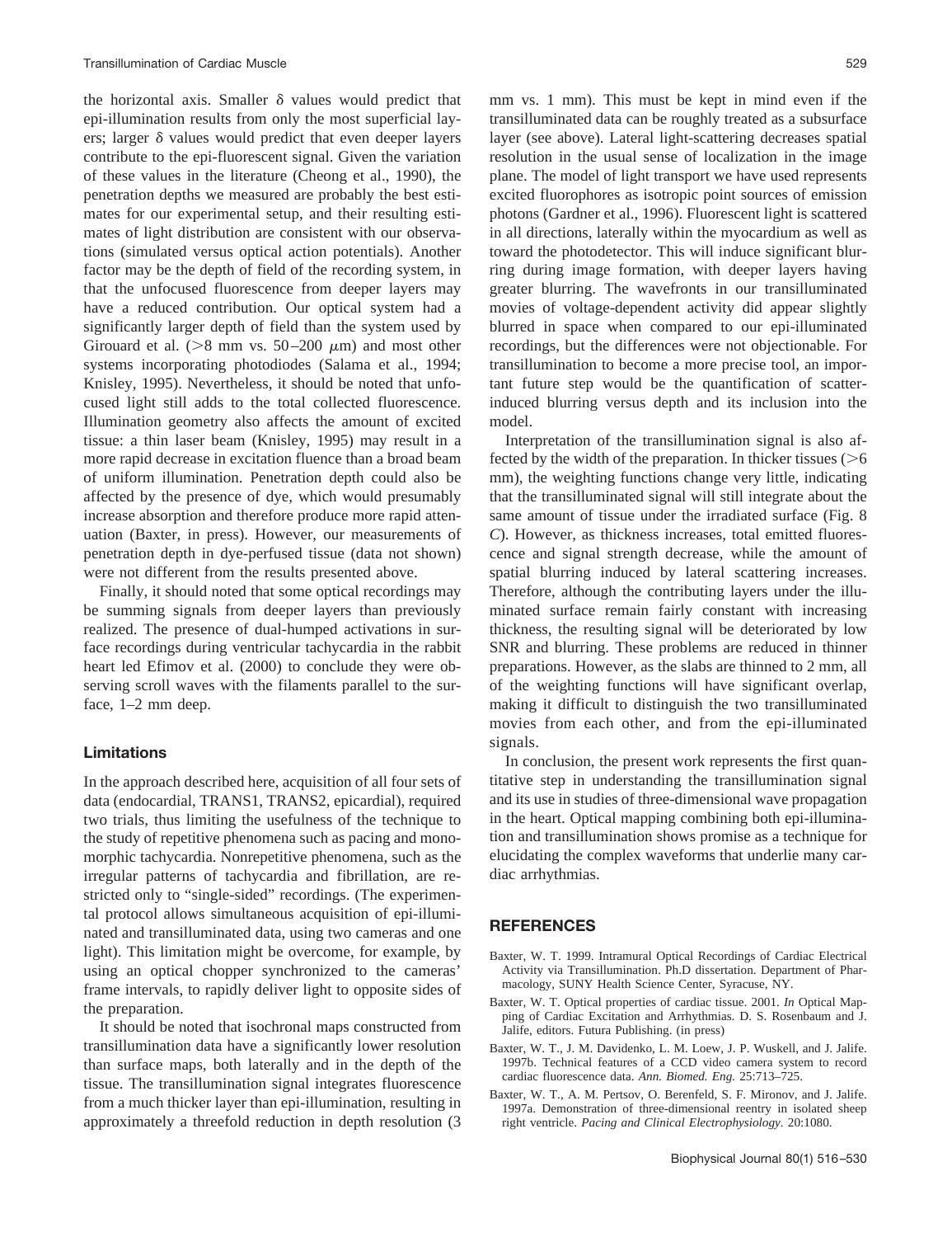the horizontal axis. Smaller $\delta$ values would predict that epi-illumination results from only the most superficial layers; larger $\delta$ values would predict that even deeper layers contribute to the epi-fluorescent signal. Given the variation of these values in the literature (Cheong et al., 1990), the penetration depths we measured are probably the best estimates for our experimental setup, and their resulting estimates of light distribution are consistent with our observations (simulated versus optical action potentials). Another factor may be the depth of field of the recording system, in that the unfocused fluorescence from deeper layers may have a reduced contribution. Our optical system had a significantly larger depth of field than the system used by Girouard et al. (>8 mm vs. 50–200 $\mu$m) and most other systems incorporating photodiodes (Salama et al., 1994; Knisley, 1995). Nevertheless, it should be noted that unfocused light still adds to the total collected fluorescence. Illumination geometry also affects the amount of excited tissue: a thin laser beam (Knisley, 1995) may result in a more rapid decrease in excitation fluence than a broad beam of uniform illumination. Penetration depth could also be affected by the presence of dye, which would presumably increase absorption and therefore produce more rapid attenuation (Baxter, in press). However, our measurements of penetration depth in dye-perfused tissue (data not shown) were not different from the results presented above.

Finally, it should noted that some optical recordings may be summing signals from deeper layers than previously realized. The presence of dual-humped activations in surface recordings during ventricular tachycardia in the rabbit heart led Efimov et al. (2000) to conclude they were observing scroll waves with the filaments parallel to the surface, 1–2 mm deep.

## Limitations

In the approach described here, acquisition of all four sets of data (endocardial, TRANS1, TRANS2, epicardial), required two trials, thus limiting the usefulness of the technique to the study of repetitive phenomena such as pacing and monomorphic tachycardia. Nonrepetitive phenomena, such as the irregular patterns of tachycardia and fibrillation, are restricted only to "single-sided" recordings. (The experimental protocol allows simultaneous acquisition of epi-illuminated and transilluminated data, using two cameras and one light). This limitation might be overcome, for example, by using an optical chopper synchronized to the cameras' frame intervals, to rapidly deliver light to opposite sides of the preparation.

It should be noted that isochronal maps constructed from transillumination data have a significantly lower resolution than surface maps, both laterally and in the depth of the tissue. The transillumination signal integrates fluorescence from a much thicker layer than epi-illumination, resulting in approximately a threefold reduction in depth resolution (3 mm vs. 1 mm). This must be kept in mind even if the transilluminated data can be roughly treated as a subsurface layer (see above). Lateral light-scattering decreases spatial resolution in the usual sense of localization in the image plane. The model of light transport we have used represents excited fluorophores as isotropic point sources of emission photons (Gardner et al., 1996). Fluorescent light is scattered in all directions, laterally within the myocardium as well as toward the photodetector. This will induce significant blurring during image formation, with deeper layers having greater blurring. The wavefronts in our transilluminated movies of voltage-dependent activity did appear slightly blurred in space when compared to our epi-illuminated recordings, but the differences were not objectionable. For transillumination to become a more precise tool, an important future step would be the quantification of scatter-induced blurring versus depth and its inclusion into the model.

Interpretation of the transillumination signal is also affected by the width of the preparation. In thicker tissues (>6 mm), the weighting functions change very little, indicating that the transilluminated signal will still integrate about the same amount of tissue under the irradiated surface (Fig. 8 *C*). However, as thickness increases, total emitted fluorescence and signal strength decrease, while the amount of spatial blurring induced by lateral scattering increases. Therefore, although the contributing layers under the illuminated surface remain fairly constant with increasing thickness, the resulting signal will be deteriorated by low SNR and blurring. These problems are reduced in thinner preparations. However, as the slabs are thinned to 2 mm, all of the weighting functions will have significant overlap, making it difficult to distinguish the two transilluminated movies from each other, and from the epi-illuminated signals.

In conclusion, the present work represents the first quantitative step in understanding the transillumination signal and its use in studies of three-dimensional wave propagation in the heart. Optical mapping combining both epi-illumination and transillumination shows promise as a technique for elucidating the complex waveforms that underlie many cardiac arrhythmias.

## REFERENCES

Baxter, W. T. 1999. Intramural Optical Recordings of Cardiac Electrical Activity via Transillumination. Ph.D dissertation. Department of Pharmacology, SUNY Health Science Center, Syracuse, NY.

Baxter, W. T. Optical properties of cardiac tissue. 2001. *In* Optical Mapping of Cardiac Excitation and Arrhythmias. D. S. Rosenbaum and J. Jalife, editors. Futura Publishing. (in press)

Baxter, W. T., J. M. Davidenko, L. M. Loew, J. P. Wuskell, and J. Jalife. 1997b. Technical features of a CCD video camera system to record cardiac fluorescence data. *Ann. Biomed. Eng.* 25:713–725.

Baxter, W. T., A. M. Pertsov, O. Berenfeld, S. F. Mironov, and J. Jalife. 1997a. Demonstration of three-dimensional reentry in isolated sheep right ventricle. *Pacing and Clinical Electrophysiology*. 20:1080.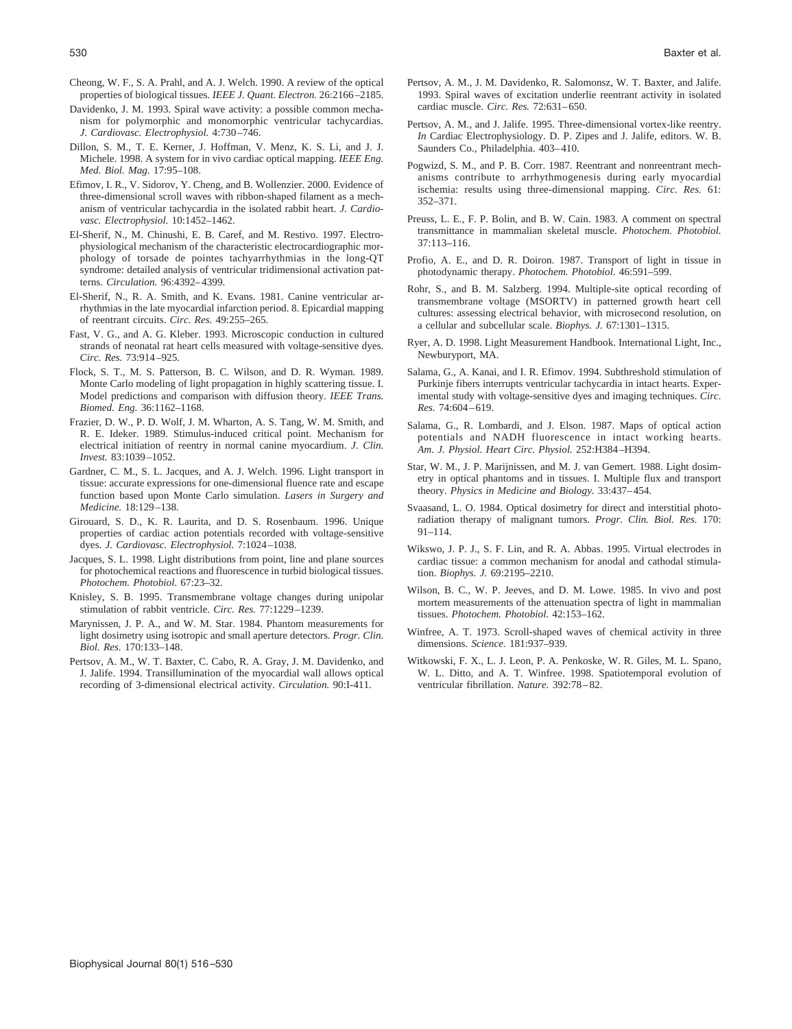Cheong, W. F., S. A. Prahl, and A. J. Welch. 1990. A review of the optical properties of biological tissues. *IEEE J. Quant. Electron.* 26:2166–2185.

Davidenko, J. M. 1993. Spiral wave activity: a possible common mechanism for polymorphic and monomorphic ventricular tachycardias. *J. Cardiovasc. Electrophysiol.* 4:730–746.

Dillon, S. M., T. E. Kerner, J. Hoffman, V. Menz, K. S. Li, and J. J. Michele. 1998. A system for in vivo cardiac optical mapping. *IEEE Eng. Med. Biol. Mag.* 17:95–108.

Efimov, I. R., V. Sidorov, Y. Cheng, and B. Wollenzier. 2000. Evidence of three-dimensional scroll waves with ribbon-shaped filament as a mechanism of ventricular tachycardia in the isolated rabbit heart. *J. Cardiovasc. Electrophysiol.* 10:1452–1462.

El-Sherif, N., M. Chinushi, E. B. Caref, and M. Restivo. 1997. Electrophysiological mechanism of the characteristic electrocardiographic morphology of torsade de pointes tachyarrhythmias in the long-QT syndrome: detailed analysis of ventricular tridimensional activation patterns. *Circulation.* 96:4392–4399.

El-Sherif, N., R. A. Smith, and K. Evans. 1981. Canine ventricular arrhythmias in the late myocardial infarction period. 8. Epicardial mapping of reentrant circuits. *Circ. Res.* 49:255–265.

Fast, V. G., and A. G. Kleber. 1993. Microscopic conduction in cultured strands of neonatal rat heart cells measured with voltage-sensitive dyes. *Circ. Res.* 73:914–925.

Flock, S. T., M. S. Patterson, B. C. Wilson, and D. R. Wyman. 1989. Monte Carlo modeling of light propagation in highly scattering tissue. I. Model predictions and comparison with diffusion theory. *IEEE Trans. Biomed. Eng.* 36:1162–1168.

Frazier, D. W., P. D. Wolf, J. M. Wharton, A. S. Tang, W. M. Smith, and R. E. Ideker. 1989. Stimulus-induced critical point. Mechanism for electrical initiation of reentry in normal canine myocardium. *J. Clin. Invest.* 83:1039–1052.

Gardner, C. M., S. L. Jacques, and A. J. Welch. 1996. Light transport in tissue: accurate expressions for one-dimensional fluence rate and escape function based upon Monte Carlo simulation. *Lasers in Surgery and Medicine.* 18:129–138.

Girouard, S. D., K. R. Laurita, and D. S. Rosenbaum. 1996. Unique properties of cardiac action potentials recorded with voltage-sensitive dyes. *J. Cardiovasc. Electrophysiol.* 7:1024–1038.

Jacques, S. L. 1998. Light distributions from point, line and plane sources for photochemical reactions and fluorescence in turbid biological tissues. *Photochem. Photobiol.* 67:23–32.

Knisley, S. B. 1995. Transmembrane voltage changes during unipolar stimulation of rabbit ventricle. *Circ. Res.* 77:1229–1239.

Marynissen, J. P. A., and W. M. Star. 1984. Phantom measurements for light dosimetry using isotropic and small aperture detectors. *Progr. Clin. Biol. Res.* 170:133–148.

Pertsov, A. M., W. T. Baxter, C. Cabo, R. A. Gray, J. M. Davidenko, and J. Jalife. 1994. Transillumination of the myocardial wall allows optical recording of 3-dimensional electrical activity. *Circulation.* 90:I-411.

Pertsov, A. M., J. M. Davidenko, R. Salomonsz, W. T. Baxter, and Jalife. 1993. Spiral waves of excitation underlie reentrant activity in isolated cardiac muscle. *Circ. Res.* 72:631–650.

Pertsov, A. M., and J. Jalife. 1995. Three-dimensional vortex-like reentry. *In* Cardiac Electrophysiology. D. P. Zipes and J. Jalife, editors. W. B. Saunders Co., Philadelphia. 403–410.

Pogwizd, S. M., and P. B. Corr. 1987. Reentrant and nonreentrant mechanisms contribute to arrhythmogenesis during early myocardial ischemia: results using three-dimensional mapping. *Circ. Res.* 61: 352–371.

Preuss, L. E., F. P. Bolin, and B. W. Cain. 1983. A comment on spectral transmittance in mammalian skeletal muscle. *Photochem. Photobiol.* 37:113–116.

Profio, A. E., and D. R. Doiron. 1987. Transport of light in tissue in photodynamic therapy. *Photochem. Photobiol.* 46:591–599.

Rohr, S., and B. M. Salzberg. 1994. Multiple-site optical recording of transmembrane voltage (MSORTV) in patterned growth heart cell cultures: assessing electrical behavior, with microsecond resolution, on a cellular and subcellular scale. *Biophys. J.* 67:1301–1315.

Ryer, A. D. 1998. Light Measurement Handbook. International Light, Inc., Newburyport, MA.

Salama, G., A. Kanai, and I. R. Efimov. 1994. Subthreshold stimulation of Purkinje fibers interrupts ventricular tachycardia in intact hearts. Experimental study with voltage-sensitive dyes and imaging techniques. *Circ. Res.* 74:604–619.

Salama, G., R. Lombardi, and J. Elson. 1987. Maps of optical action potentials and NADH fluorescence in intact working hearts. *Am. J. Physiol. Heart Circ. Physiol.* 252:H384–H394.

Star, W. M., J. P. Marijnissen, and M. J. van Gemert. 1988. Light dosimetry in optical phantoms and in tissues. I. Multiple flux and transport theory. *Physics in Medicine and Biology.* 33:437–454.

Svaasand, L. O. 1984. Optical dosimetry for direct and interstitial photoradiation therapy of malignant tumors. *Progr. Clin. Biol. Res.* 170: 91–114.

Wikswo, J. P. J., S. F. Lin, and R. A. Abbas. 1995. Virtual electrodes in cardiac tissue: a common mechanism for anodal and cathodal stimulation. *Biophys. J.* 69:2195–2210.

Wilson, B. C., W. P. Jeeves, and D. M. Lowe. 1985. In vivo and post mortem measurements of the attenuation spectra of light in mammalian tissues. *Photochem. Photobiol.* 42:153–162.

Winfree, A. T. 1973. Scroll-shaped waves of chemical activity in three dimensions. *Science.* 181:937–939.

Witkowski, F. X., L. J. Leon, P. A. Penkoske, W. R. Giles, M. L. Spano, W. L. Ditto, and A. T. Winfree. 1998. Spatiotemporal evolution of ventricular fibrillation. *Nature.* 392:78–82.